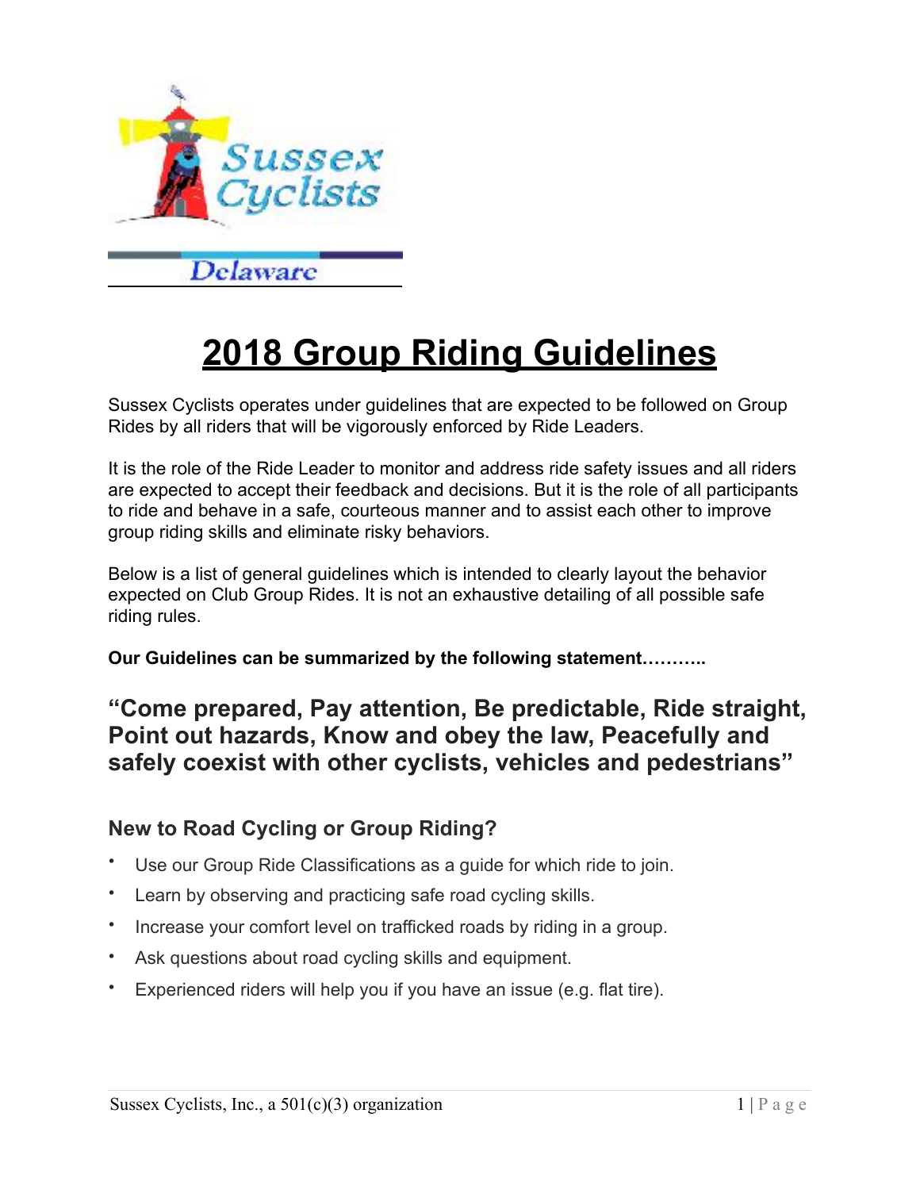# 2018 Group Riding Guidelines

Sussex Cyclists operates under guidelines that are expected to be followed on Group Rides by all riders that will be vigorously enforced by Ride Leaders.

It is the role of the Ride Leader to monitor and address ride safety issues and all riders are expected to accept their feedback and decisions. But it is the role of all participants to ride and behave in a safe, courteous manner and to assist each other to improve group riding skills and eliminate risky behaviors.

Below is a list of general guidelines which is intended to clearly layout the behavior expected on Club Group Rides. It is not an exhaustive detailing of all possible safe riding rules.

**Our Guidelines can be summarized by the following statement………..**

### "Come prepared, Pay attention, Be predictable, Ride straight, Point out hazards, Know and obey the law, Peacefully and safely coexist with other cyclists, vehicles and pedestrians"

## New to Road Cycling or Group Riding?

- Use our Group Ride Classifications as a guide for which ride to join.
- Learn by observing and practicing safe road cycling skills.
- Increase your comfort level on trafficked roads by riding in a group.
- Ask questions about road cycling skills and equipment.
- Experienced riders will help you if you have an issue (e.g. flat tire).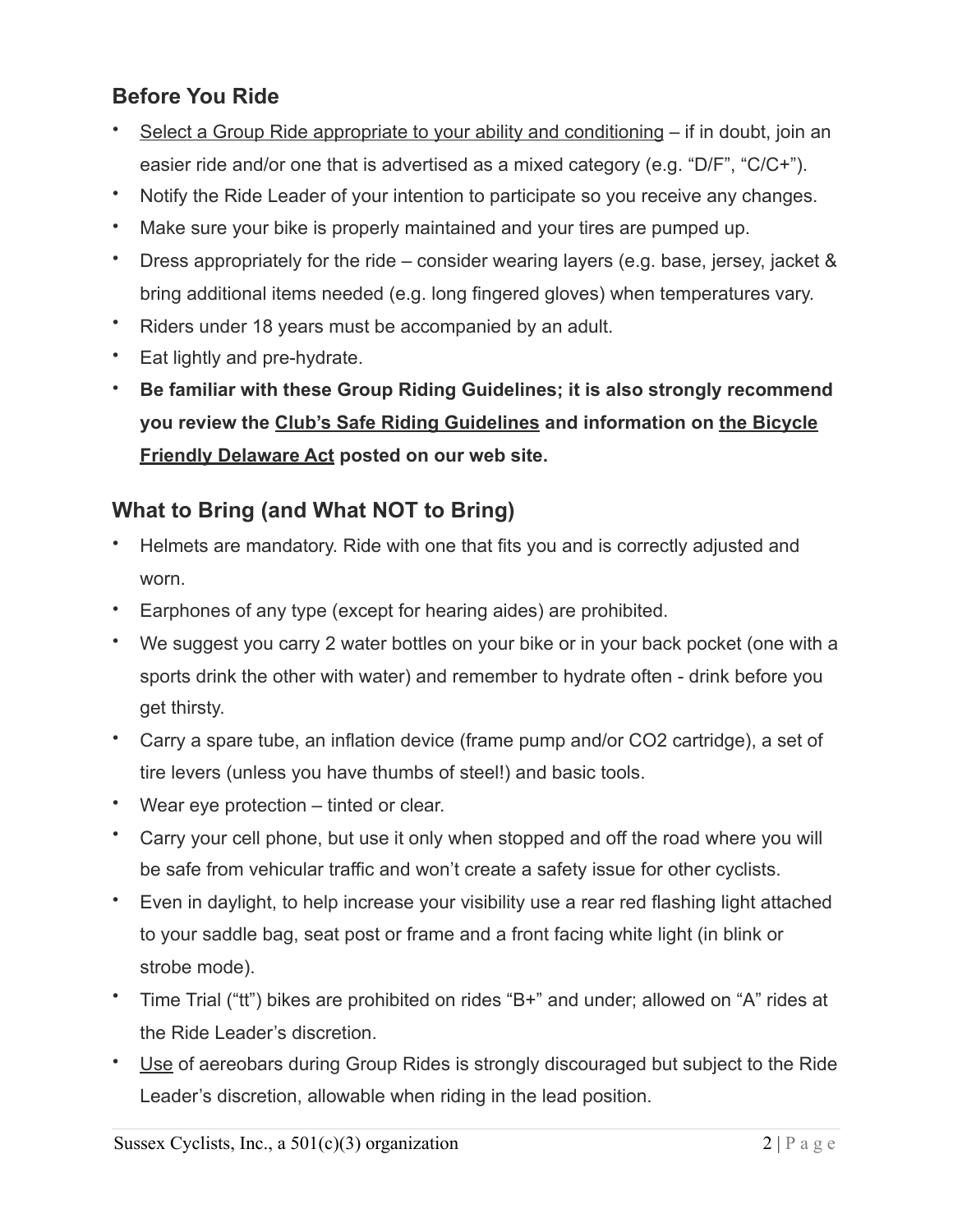## Before You Ride

- <u>Select a Group Ride appropriate to your ability and conditioning</u> – if in doubt, join an easier ride and/or one that is advertised as a mixed category (e.g. "D/F", "C/C+").
- Notify the Ride Leader of your intention to participate so you receive any changes.
- Make sure your bike is properly maintained and your tires are pumped up.
- Dress appropriately for the ride – consider wearing layers (e.g. base, jersey, jacket & bring additional items needed (e.g. long fingered gloves) when temperatures vary.
- Riders under 18 years must be accompanied by an adult.
- Eat lightly and pre-hydrate.
- **Be familiar with these Group Riding Guidelines; it is also strongly recommend you review the <u>Club's Safe Riding Guidelines</u> and information on <u>the Bicycle Friendly Delaware Act</u> posted on our web site.**

## What to Bring (and What NOT to Bring)

- Helmets are mandatory. Ride with one that fits you and is correctly adjusted and worn.
- Earphones of any type (except for hearing aides) are prohibited.
- We suggest you carry 2 water bottles on your bike or in your back pocket (one with a sports drink the other with water) and remember to hydrate often - drink before you get thirsty.
- Carry a spare tube, an inflation device (frame pump and/or CO2 cartridge), a set of tire levers (unless you have thumbs of steel!) and basic tools.
- Wear eye protection – tinted or clear.
- Carry your cell phone, but use it only when stopped and off the road where you will be safe from vehicular traffic and won't create a safety issue for other cyclists.
- Even in daylight, to help increase your visibility use a rear red flashing light attached to your saddle bag, seat post or frame and a front facing white light (in blink or strobe mode).
- Time Trial ("tt") bikes are prohibited on rides "B+" and under; allowed on "A" rides at the Ride Leader's discretion.
- <u>Use</u> of aereobars during Group Rides is strongly discouraged but subject to the Ride Leader's discretion, allowable when riding in the lead position.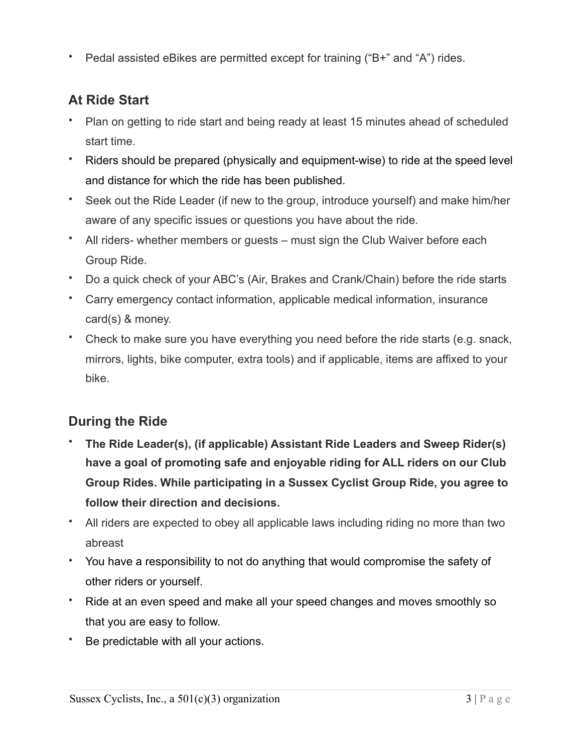- Pedal assisted eBikes are permitted except for training (“B+” and “A”) rides.

## At Ride Start

- Plan on getting to ride start and being ready at least 15 minutes ahead of scheduled start time.
- Riders should be prepared (physically and equipment-wise) to ride at the speed level and distance for which the ride has been published.
- Seek out the Ride Leader (if new to the group, introduce yourself) and make him/her aware of any specific issues or questions you have about the ride.
- All riders- whether members or guests – must sign the Club Waiver before each Group Ride.
- Do a quick check of your ABC’s (Air, Brakes and Crank/Chain) before the ride starts
- Carry emergency contact information, applicable medical information, insurance card(s) & money.
- Check to make sure you have everything you need before the ride starts (e.g. snack, mirrors, lights, bike computer, extra tools) and if applicable, items are affixed to your bike.

## During the Ride

- **The Ride Leader(s), (if applicable) Assistant Ride Leaders and Sweep Rider(s) have a goal of promoting safe and enjoyable riding for ALL riders on our Club Group Rides. While participating in a Sussex Cyclist Group Ride, you agree to follow their direction and decisions.**
- All riders are expected to obey all applicable laws including riding no more than two abreast
- You have a responsibility to not do anything that would compromise the safety of other riders or yourself.
- Ride at an even speed and make all your speed changes and moves smoothly so that you are easy to follow.
- Be predictable with all your actions.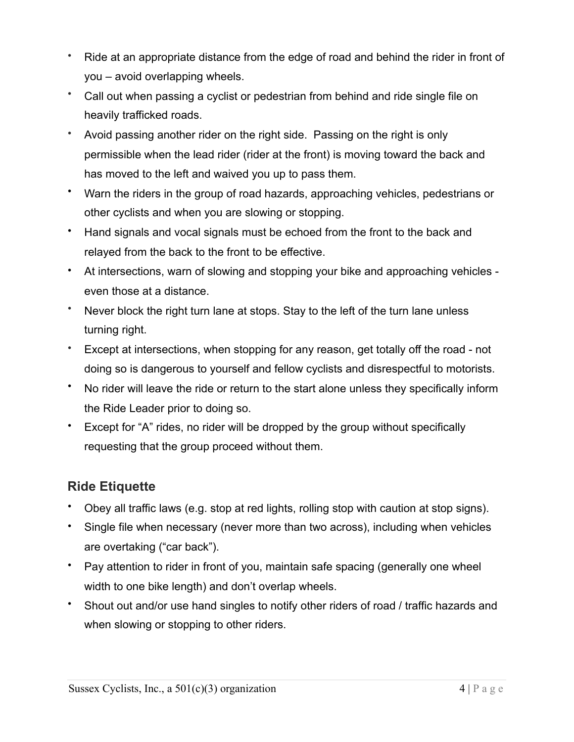- Ride at an appropriate distance from the edge of road and behind the rider in front of you – avoid overlapping wheels.
- Call out when passing a cyclist or pedestrian from behind and ride single file on heavily trafficked roads.
- Avoid passing another rider on the right side. Passing on the right is only permissible when the lead rider (rider at the front) is moving toward the back and has moved to the left and waived you up to pass them.
- Warn the riders in the group of road hazards, approaching vehicles, pedestrians or other cyclists and when you are slowing or stopping.
- Hand signals and vocal signals must be echoed from the front to the back and relayed from the back to the front to be effective.
- At intersections, warn of slowing and stopping your bike and approaching vehicles - even those at a distance.
- Never block the right turn lane at stops. Stay to the left of the turn lane unless turning right.
- Except at intersections, when stopping for any reason, get totally off the road - not doing so is dangerous to yourself and fellow cyclists and disrespectful to motorists.
- No rider will leave the ride or return to the start alone unless they specifically inform the Ride Leader prior to doing so.
- Except for "A" rides, no rider will be dropped by the group without specifically requesting that the group proceed without them.

## Ride Etiquette

- Obey all traffic laws (e.g. stop at red lights, rolling stop with caution at stop signs).
- Single file when necessary (never more than two across), including when vehicles are overtaking ("car back").
- Pay attention to rider in front of you, maintain safe spacing (generally one wheel width to one bike length) and don't overlap wheels.
- Shout out and/or use hand singles to notify other riders of road / traffic hazards and when slowing or stopping to other riders.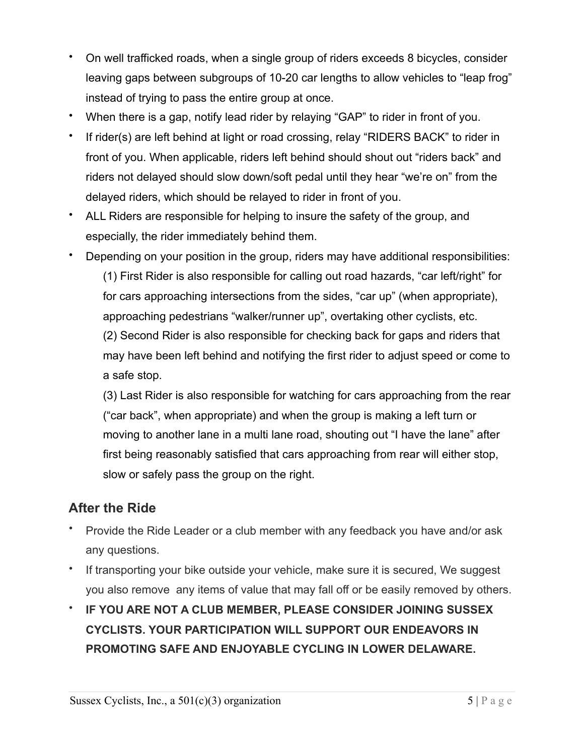- On well trafficked roads, when a single group of riders exceeds 8 bicycles, consider leaving gaps between subgroups of 10-20 car lengths to allow vehicles to "leap frog" instead of trying to pass the entire group at once.
- When there is a gap, notify lead rider by relaying "GAP" to rider in front of you.
- If rider(s) are left behind at light or road crossing, relay "RIDERS BACK" to rider in front of you. When applicable, riders left behind should shout out "riders back" and riders not delayed should slow down/soft pedal until they hear "we're on" from the delayed riders, which should be relayed to rider in front of you.
- ALL Riders are responsible for helping to insure the safety of the group, and especially, the rider immediately behind them.
- Depending on your position in the group, riders may have additional responsibilities:
  (1) First Rider is also responsible for calling out road hazards, "car left/right" for for cars approaching intersections from the sides, "car up" (when appropriate), approaching pedestrians "walker/runner up", overtaking other cyclists, etc.
  (2) Second Rider is also responsible for checking back for gaps and riders that may have been left behind and notifying the first rider to adjust speed or come to a safe stop.
  (3) Last Rider is also responsible for watching for cars approaching from the rear ("car back", when appropriate) and when the group is making a left turn or moving to another lane in a multi lane road, shouting out "I have the lane" after first being reasonably satisfied that cars approaching from rear will either stop, slow or safely pass the group on the right.

## After the Ride

- Provide the Ride Leader or a club member with any feedback you have and/or ask any questions.
- If transporting your bike outside your vehicle, make sure it is secured, We suggest you also remove any items of value that may fall off or be easily removed by others.
- **IF YOU ARE NOT A CLUB MEMBER, PLEASE CONSIDER JOINING SUSSEX CYCLISTS. YOUR PARTICIPATION WILL SUPPORT OUR ENDEAVORS IN PROMOTING SAFE AND ENJOYABLE CYCLING IN LOWER DELAWARE.**